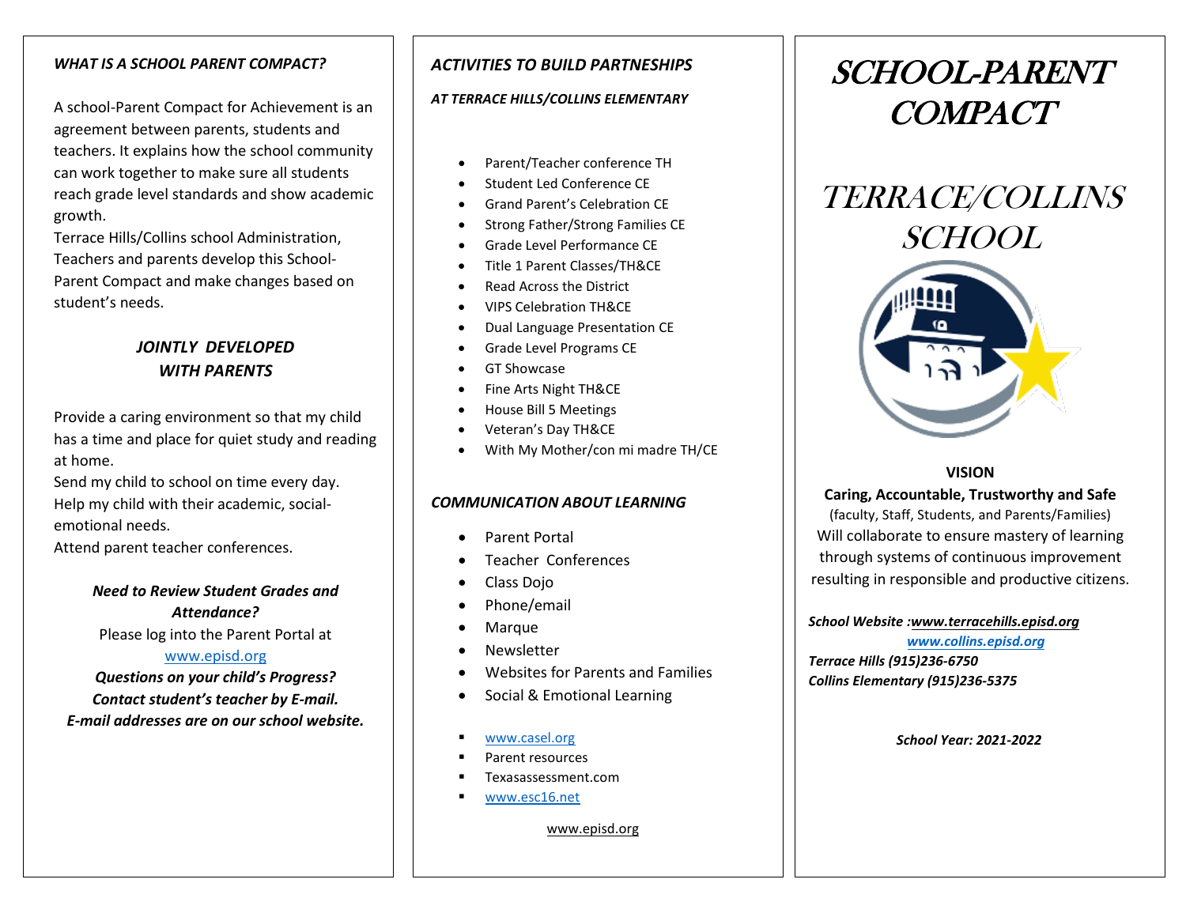### *WHAT IS A SCHOOL PARENT COMPACT?*

A school-Parent Compact for Achievement is an agreement between parents, students and teachers. It explains how the school community can work together to make sure all students reach grade level standards and show academic growth.
Terrace Hills/Collins school Administration, Teachers and parents develop this School-Parent Compact and make changes based on student's needs.

### *JOINTLY DEVELOPED WITH PARENTS*

Provide a caring environment so that my child has a time and place for quiet study and reading at home.
Send my child to school on time every day.
Help my child with their academic, social-emotional needs.
Attend parent teacher conferences.

***Need to Review Student Grades and Attendance?***
Please log into the Parent Portal at www.episd.org
***Questions on your child's Progress?***
***Contact student's teacher by E-mail.***
***E-mail addresses are on our school website.***

### *ACTIVITIES TO BUILD PARTNESHIPS*

***AT TERRACE HILLS/COLLINS ELEMENTARY***

- Parent/Teacher conference TH
- Student Led Conference CE
- Grand Parent's Celebration CE
- Strong Father/Strong Families CE
- Grade Level Performance CE
- Title 1 Parent Classes/TH&CE
- Read Across the District
- VIPS Celebration TH&CE
- Dual Language Presentation CE
- Grade Level Programs CE
- GT Showcase
- Fine Arts Night TH&CE
- House Bill 5 Meetings
- Veteran's Day TH&CE
- With My Mother/con mi madre TH/CE

### *COMMUNICATION ABOUT LEARNING*

- Parent Portal
- Teacher Conferences
- Class Dojo
- Phone/email
- Marque
- Newsletter
- Websites for Parents and Families
- Social & Emotional Learning

- www.casel.org
- Parent resources
- Texasassessment.com
- www.esc16.net

www.episd.org

# *SCHOOL-PARENT COMPACT*

# *TERRACE/COLLINS SCHOOL*

**VISION**

**Caring, Accountable, Trustworthy and Safe**
(faculty, Staff, Students, and Parents/Families)
Will collaborate to ensure mastery of learning through systems of continuous improvement resulting in responsible and productive citizens.

***School Website :www.terracehills.episd.org***
***www.collins.episd.org***
***Terrace Hills (915)236-6750***
***Collins Elementary (915)236-5375***

***School Year: 2021-2022***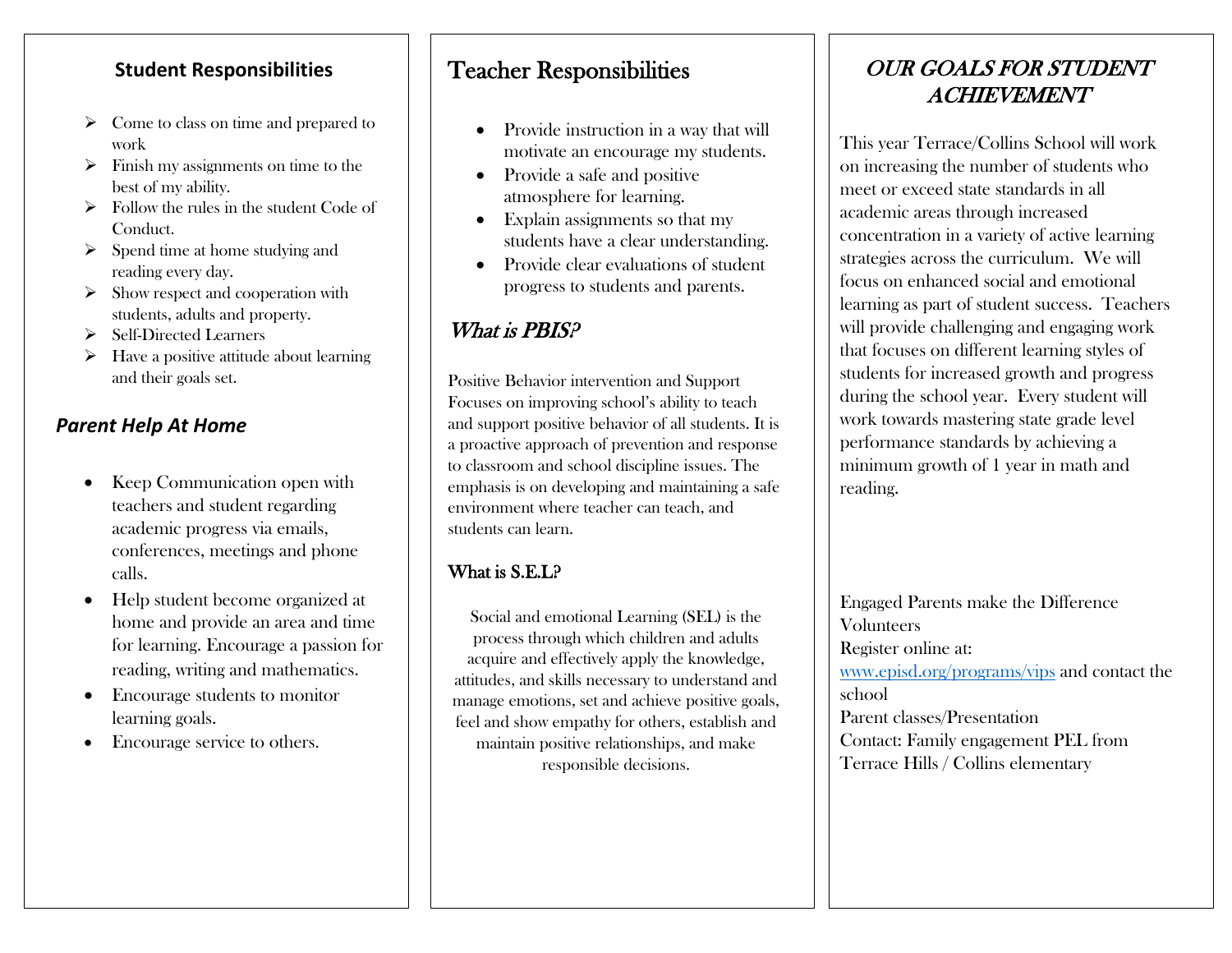## Student Responsibilities

- Come to class on time and prepared to work
- Finish my assignments on time to the best of my ability.
- Follow the rules in the student Code of Conduct.
- Spend time at home studying and reading every day.
- Show respect and cooperation with students, adults and property.
- Self-Directed Learners
- Have a positive attitude about learning and their goals set.

### *Parent Help At Home*

- Keep Communication open with teachers and student regarding academic progress via emails, conferences, meetings and phone calls.
- Help student become organized at home and provide an area and time for learning. Encourage a passion for reading, writing and mathematics.
- Encourage students to monitor learning goals.
- Encourage service to others.

## Teacher Responsibilities

- Provide instruction in a way that will motivate an encourage my students.
- Provide a safe and positive atmosphere for learning.
- Explain assignments so that my students have a clear understanding.
- Provide clear evaluations of student progress to students and parents.

### *What is PBIS?*

Positive Behavior intervention and Support Focuses on improving school's ability to teach and support positive behavior of all students. It is a proactive approach of prevention and response to classroom and school discipline issues. The emphasis is on developing and maintaining a safe environment where teacher can teach, and students can learn.

### What is S.E.L?

Social and emotional Learning (SEL) is the process through which children and adults acquire and effectively apply the knowledge, attitudes, and skills necessary to understand and manage emotions, set and achieve positive goals, feel and show empathy for others, establish and maintain positive relationships, and make responsible decisions.

## *OUR GOALS FOR STUDENT ACHIEVEMENT*

This year Terrace/Collins School will work on increasing the number of students who meet or exceed state standards in all academic areas through increased concentration in a variety of active learning strategies across the curriculum. We will focus on enhanced social and emotional learning as part of student success. Teachers will provide challenging and engaging work that focuses on different learning styles of students for increased growth and progress during the school year. Every student will work towards mastering state grade level performance standards by achieving a minimum growth of 1 year in math and reading.

Engaged Parents make the Difference
Volunteers
Register online at:
www.episd.org/programs/vips and contact the school
Parent classes/Presentation
Contact: Family engagement PEL from Terrace Hills / Collins elementary